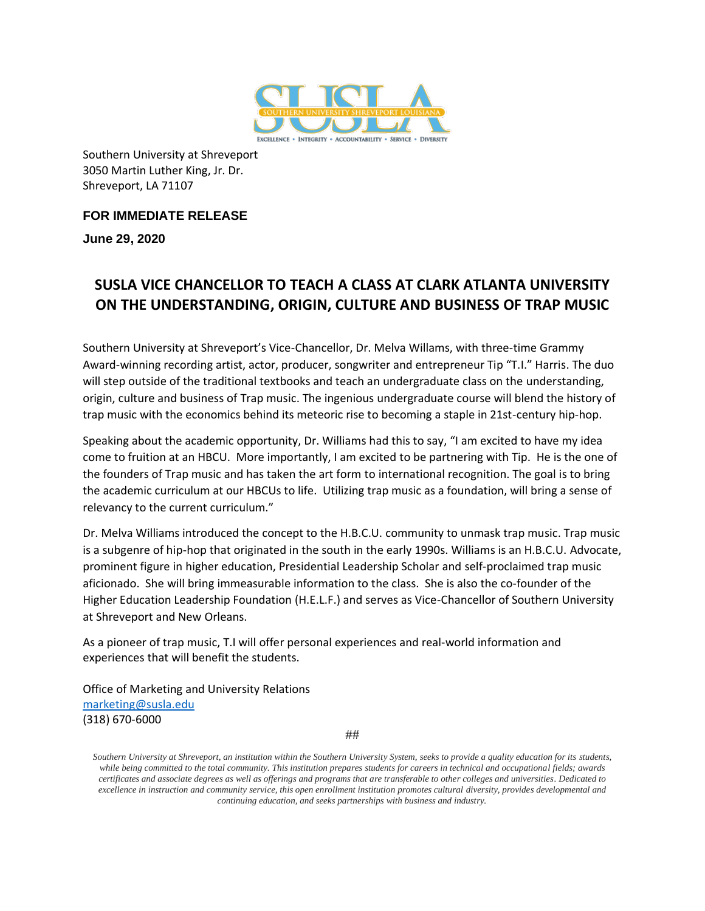SUSLA
SOUTHERN UNIVERSITY SHREVEPORT LOUISIANA
EXCELLENCE • INTEGRITY • ACCOUNTABILITY • SERVICE • DIVERSITY

Southern University at Shreveport
3050 Martin Luther King, Jr. Dr.
Shreveport, LA 71107

**FOR IMMEDIATE RELEASE**

**June 29, 2020**

## SUSLA VICE CHANCELLOR TO TEACH A CLASS AT CLARK ATLANTA UNIVERSITY ON THE UNDERSTANDING, ORIGIN, CULTURE AND BUSINESS OF TRAP MUSIC

Southern University at Shreveport's Vice-Chancellor, Dr. Melva Willams, with three-time Grammy Award-winning recording artist, actor, producer, songwriter and entrepreneur Tip "T.I." Harris. The duo will step outside of the traditional textbooks and teach an undergraduate class on the understanding, origin, culture and business of Trap music. The ingenious undergraduate course will blend the history of trap music with the economics behind its meteoric rise to becoming a staple in 21st-century hip-hop.

Speaking about the academic opportunity, Dr. Williams had this to say, "I am excited to have my idea come to fruition at an HBCU. More importantly, I am excited to be partnering with Tip. He is the one of the founders of Trap music and has taken the art form to international recognition. The goal is to bring the academic curriculum at our HBCUs to life. Utilizing trap music as a foundation, will bring a sense of relevancy to the current curriculum."

Dr. Melva Williams introduced the concept to the H.B.C.U. community to unmask trap music. Trap music is a subgenre of hip-hop that originated in the south in the early 1990s. Williams is an H.B.C.U. Advocate, prominent figure in higher education, Presidential Leadership Scholar and self-proclaimed trap music aficionado. She will bring immeasurable information to the class. She is also the co-founder of the Higher Education Leadership Foundation (H.E.L.F.) and serves as Vice-Chancellor of Southern University at Shreveport and New Orleans.

As a pioneer of trap music, T.I will offer personal experiences and real-world information and experiences that will benefit the students.

Office of Marketing and University Relations
marketing@susla.edu
(318) 670-6000

##

*Southern University at Shreveport, an institution within the Southern University System, seeks to provide a quality education for its students, while being committed to the total community. This institution prepares students for careers in technical and occupational fields; awards certificates and associate degrees as well as offerings and programs that are transferable to other colleges and universities. Dedicated to excellence in instruction and community service, this open enrollment institution promotes cultural diversity, provides developmental and continuing education, and seeks partnerships with business and industry.*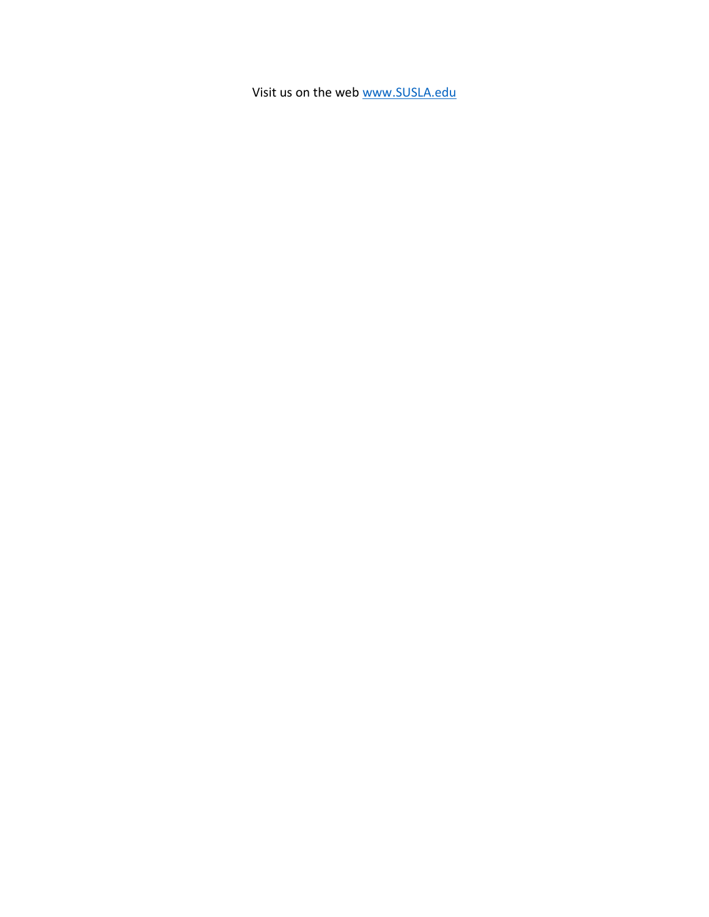Visit us on the web [www.SUSLA.edu](http://www.SUSLA.edu)